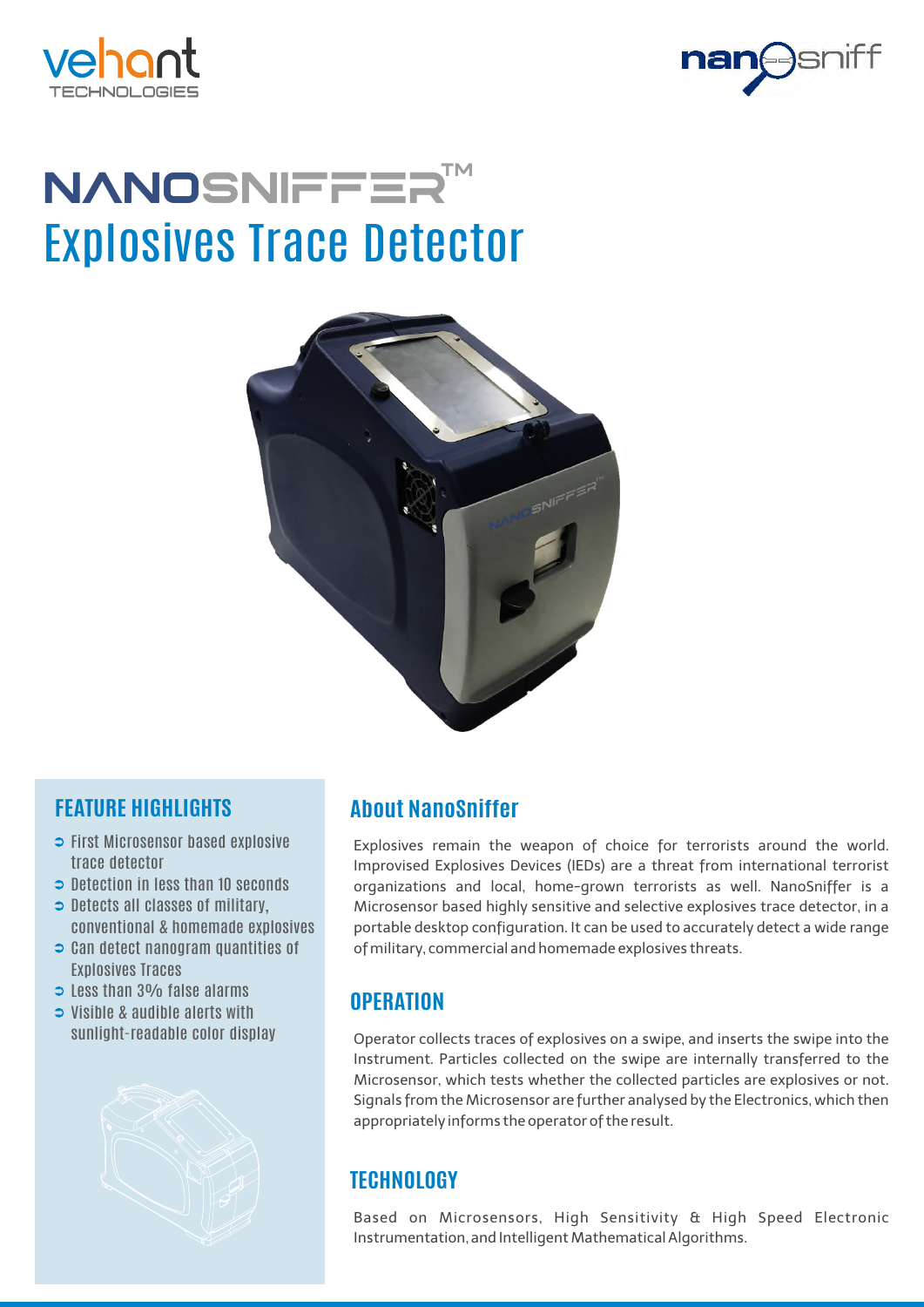# NANOSNIFFER™

## Explosives Trace Detector

### FEATURE HIGHLIGHTS

- First Microsensor based explosive trace detector
- Detection in less than 10 seconds
- Detects all classes of military, conventional & homemade explosives
- Can detect nanogram quantities of Explosives Traces
- Less than 3% false alarms
- Visible & audible alerts with sunlight-readable color display

### About NanoSniffer

Explosives remain the weapon of choice for terrorists around the world. Improvised Explosives Devices (IEDs) are a threat from international terrorist organizations and local, home-grown terrorists as well. NanoSniffer is a Microsensor based highly sensitive and selective explosives trace detector, in a portable desktop configuration. It can be used to accurately detect a wide range of military, commercial and homemade explosives threats.

### OPERATION

Operator collects traces of explosives on a swipe, and inserts the swipe into the Instrument. Particles collected on the swipe are internally transferred to the Microsensor, which tests whether the collected particles are explosives or not. Signals from the Microsensor are further analysed by the Electronics, which then appropriately informs the operator of the result.

### TECHNOLOGY

Based on Microsensors, High Sensitivity & High Speed Electronic Instrumentation, and Intelligent Mathematical Algorithms.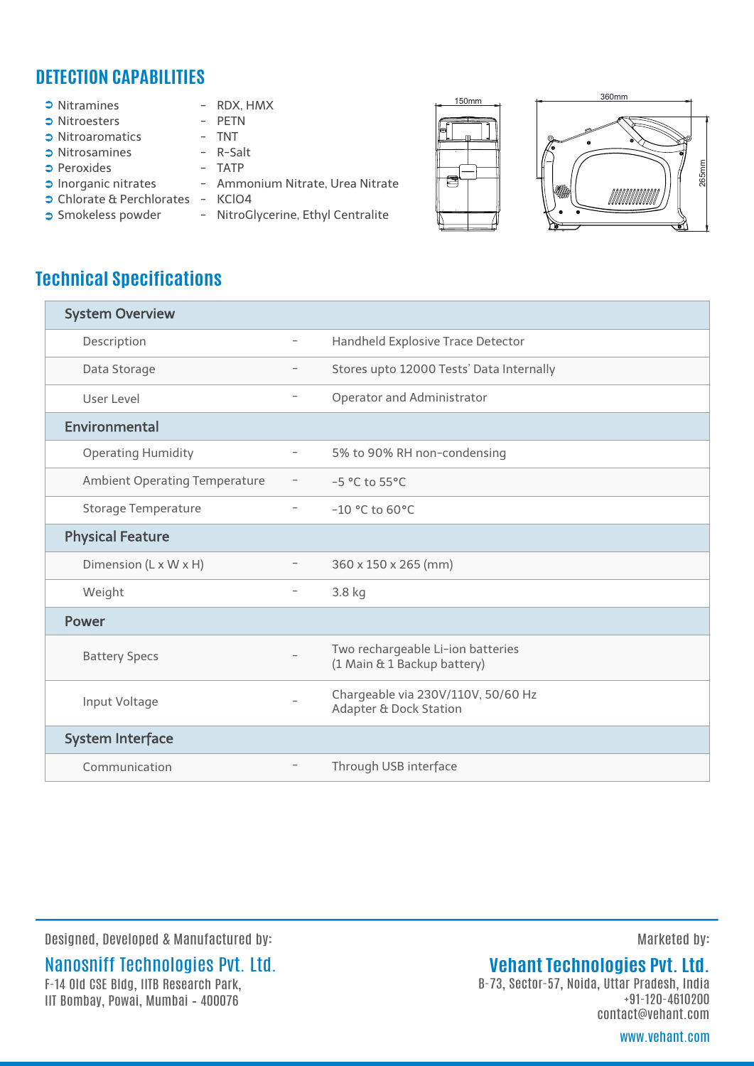## DETECTION CAPABILITIES

- Nitramines - RDX, HMX
- Nitroesters - PETN
- Nitroaromatics - TNT
- Nitrosamines - R-Salt
- Peroxides - TATP
- Inorganic nitrates - Ammonium Nitrate, Urea Nitrate
- Chlorate & Perchlorates - $KClO_4$
- Smokeless powder - NitroGlycerine, Ethyl Centralite

150mm

360mm

265mm

## Technical Specifications

| | | |
|---|---|---|
| **System Overview** | | |
| Description | - | Handheld Explosive Trace Detector |
| Data Storage | - | Stores upto 12000 Tests' Data Internally |
| User Level | - | Operator and Administrator |
| **Environmental** | | |
| Operating Humidity | - | 5% to 90% RH non-condensing |
| Ambient Operating Temperature | - | -5 °C to 55°C |
| Storage Temperature | - | -10 °C to 60°C |
| **Physical Feature** | | |
| Dimension (L x W x H) | - | 360 x 150 x 265 (mm) |
| Weight | - | 3.8 kg |
| **Power** | | |
| Battery Specs | - | Two rechargeable Li-ion batteries (1 Main & 1 Backup battery) |
| Input Voltage | - | Chargeable via 230V/110V, 50/60 Hz Adapter & Dock Station |
| **System Interface** | | |
| Communication | - | Through USB interface |

Designed, Developed & Manufactured by:

**Nanosniff Technologies Pvt. Ltd.**
F-14 Old CSE Bldg, IITB Research Park,
IIT Bombay, Powai, Mumbai - 400076

Marketed by:

**Vehant Technologies Pvt. Ltd.**
B-73, Sector-57, Noida, Uttar Pradesh, India
+91-120-4610200
contact@vehant.com

www.vehant.com